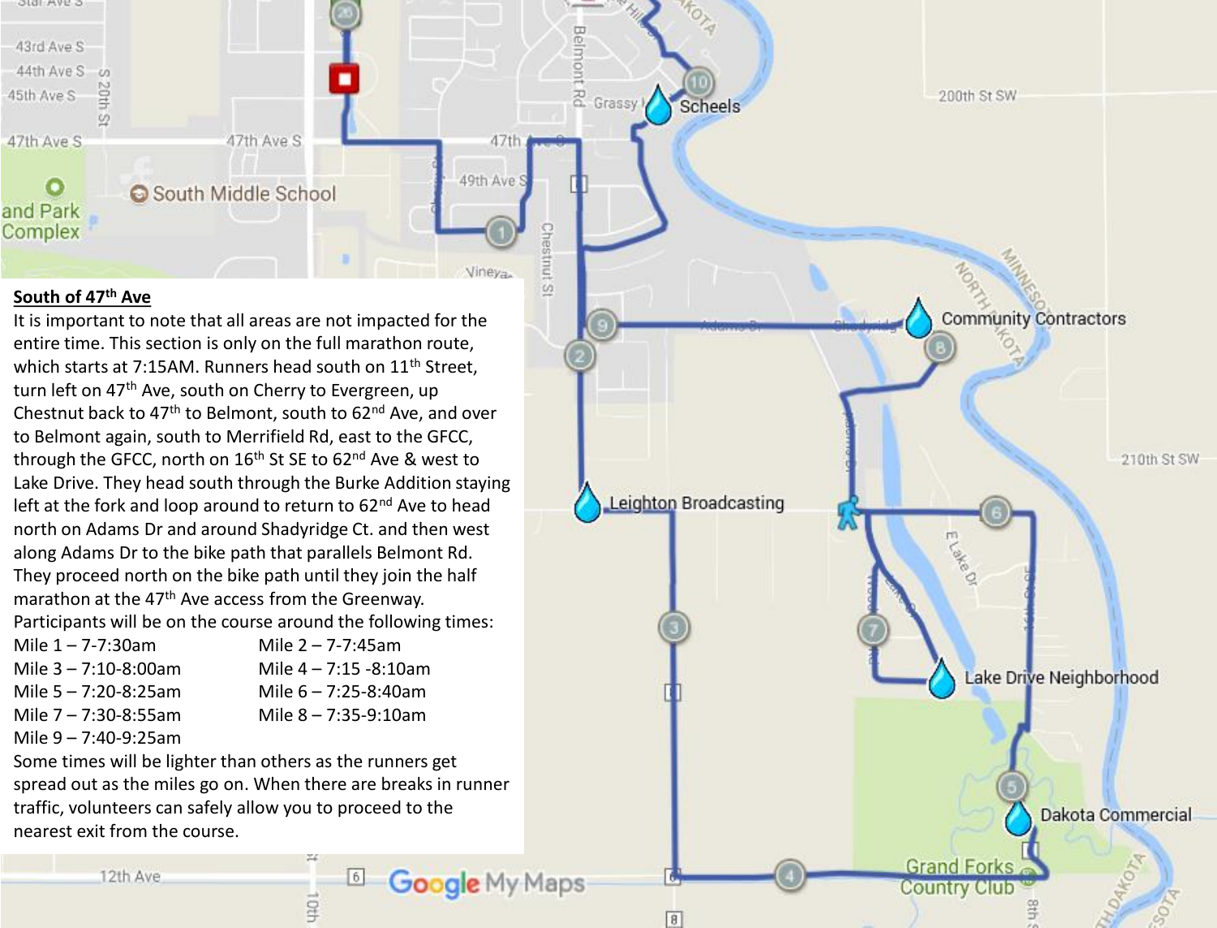**South of 47th Ave**

It is important to note that all areas are not impacted for the entire time. This section is only on the full marathon route, which starts at 7:15AM. Runners head south on 11th Street, turn left on 47th Ave, south on Cherry to Evergreen, up Chestnut back to 47th to Belmont, south to 62nd Ave, and over to Belmont again, south to Merrifield Rd, east to the GFCC, through the GFCC, north on 16th St SE to 62nd Ave & west to Lake Drive. They head south through the Burke Addition staying left at the fork and loop around to return to 62nd Ave to head north on Adams Dr and around Shadyridge Ct. and then west along Adams Dr to the bike path that parallels Belmont Rd. They proceed north on the bike path until they join the half marathon at the 47th Ave access from the Greenway.

Participants will be on the course around the following times:

| | |
|---|---|
| Mile 1 – 7-7:30am | Mile 2 – 7-7:45am |
| Mile 3 – 7:10-8:00am | Mile 4 – 7:15 -8:10am |
| Mile 5 – 7:20-8:25am | Mile 6 – 7:25-8:40am |
| Mile 7 – 7:30-8:55am | Mile 8 – 7:35-9:10am |
| Mile 9 – 7:40-9:25am | |

Some times will be lighter than others as the runners get spread out as the miles go on. When there are breaks in runner traffic, volunteers can safely allow you to proceed to the nearest exit from the course.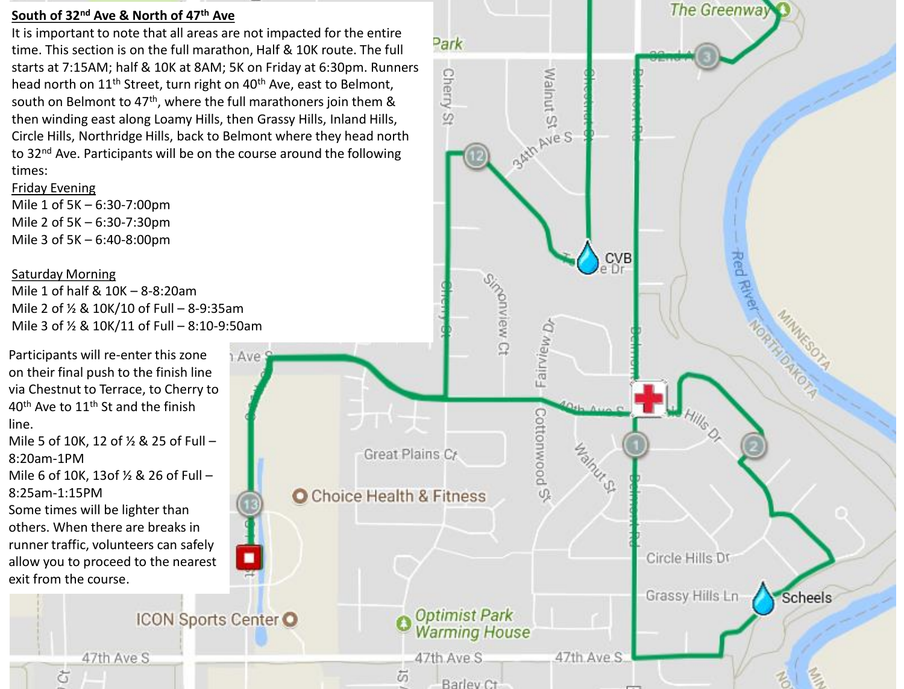**South of 32nd Ave & North of 47th Ave**

It is important to note that all areas are not impacted for the entire time. This section is on the full marathon, Half & 10K route. The full starts at 7:15AM; half & 10K at 8AM; 5K on Friday at 6:30pm. Runners head north on 11th Street, turn right on 40th Ave, east to Belmont, south on Belmont to 47th, where the full marathoners join them & then winding east along Loamy Hills, then Grassy Hills, Inland Hills, Circle Hills, Northridge Hills, back to Belmont where they head north to 32nd Ave. Participants will be on the course around the following times:

Friday Evening

Mile 1 of 5K – 6:30-7:00pm
Mile 2 of 5K – 6:30-7:30pm
Mile 3 of 5K – 6:40-8:00pm

Saturday Morning

Mile 1 of half & 10K – 8-8:20am
Mile 2 of ½ & 10K/10 of Full – 8-9:35am
Mile 3 of ½ & 10K/11 of Full – 8:10-9:50am

Participants will re-enter this zone on their final push to the finish line via Chestnut to Terrace, to Cherry to 40th Ave to 11th St and the finish line.

Mile 5 of 10K, 12 of ½ & 25 of Full – 8:20am-1PM
Mile 6 of 10K, 13of ½ & 26 of Full – 8:25am-1:15PM

Some times will be lighter than others. When there are breaks in runner traffic, volunteers can safely allow you to proceed to the nearest exit from the course.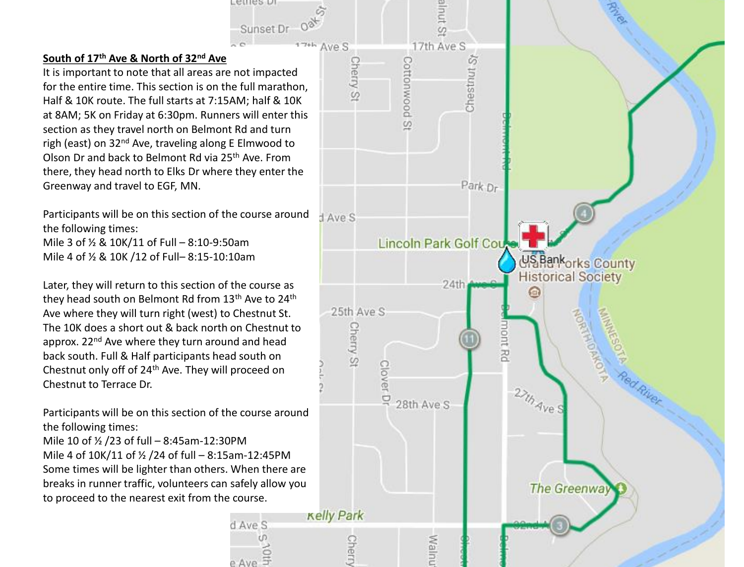## South of 17th Ave & North of 32nd Ave

It is important to note that all areas are not impacted for the entire time. This section is on the full marathon, Half & 10K route. The full starts at 7:15AM; half & 10K at 8AM; 5K on Friday at 6:30pm. Runners will enter this section as they travel north on Belmont Rd and turn righ (east) on 32nd Ave, traveling along E Elmwood to Olson Dr and back to Belmont Rd via 25th Ave. From there, they head north to Elks Dr where they enter the Greenway and travel to EGF, MN.

Participants will be on this section of the course around the following times:
Mile 3 of ½ & 10K/11 of Full – 8:10-9:50am
Mile 4 of ½ & 10K /12 of Full– 8:15-10:10am

Later, they will return to this section of the course as they head south on Belmont Rd from 13th Ave to 24th Ave where they will turn right (west) to Chestnut St. The 10K does a short out & back north on Chestnut to approx. 22nd Ave where they turn around and head back south. Full & Half participants head south on Chestnut only off of 24th Ave. They will proceed on Chestnut to Terrace Dr.

Participants will be on this section of the course around the following times:
Mile 10 of ½ /23 of full – 8:45am-12:30PM
Mile 4 of 10K/11 of ½ /24 of full – 8:15am-12:45PM
Some times will be lighter than others. When there are breaks in runner traffic, volunteers can safely allow you to proceed to the nearest exit from the course.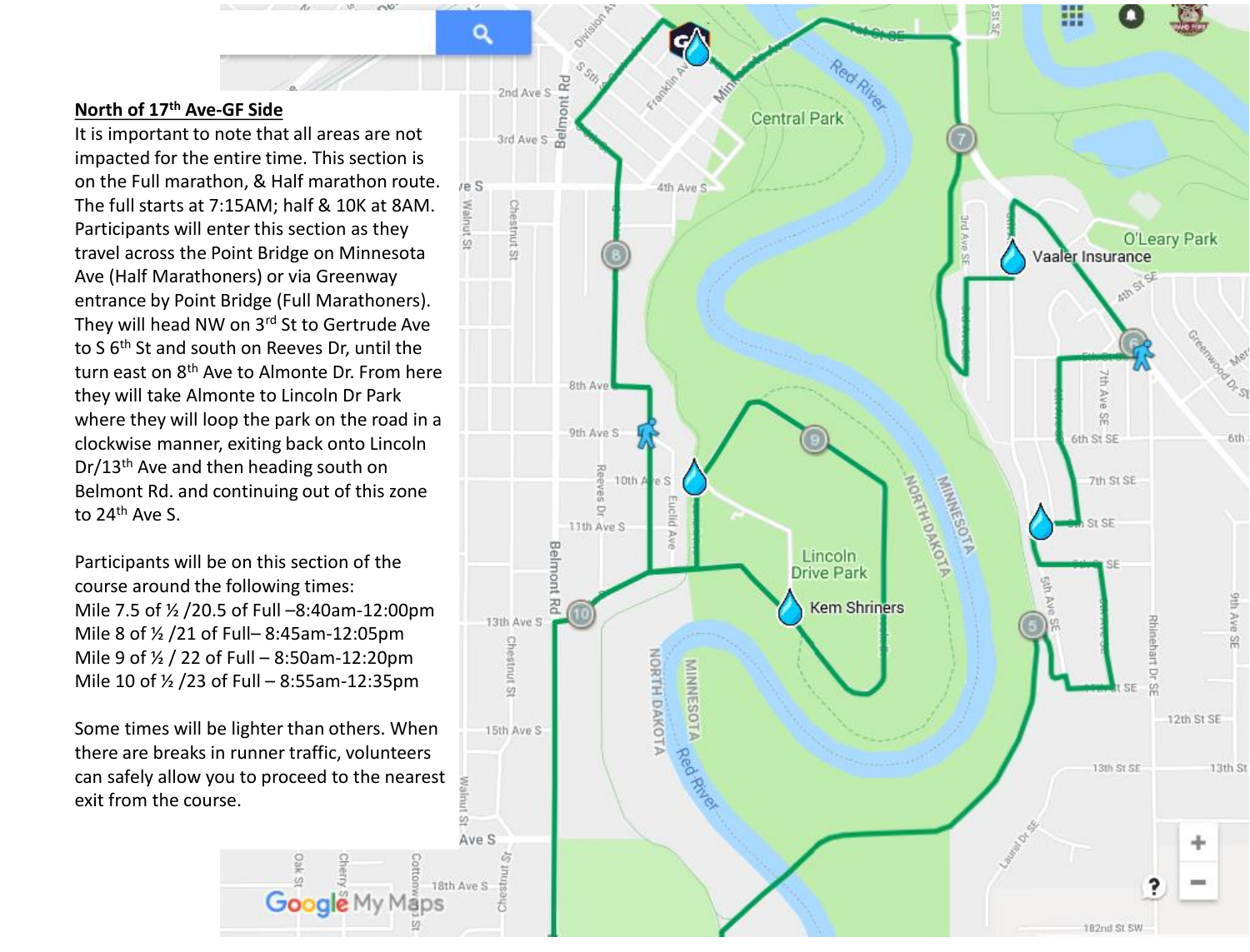**North of 17th Ave-GF Side**

It is important to note that all areas are not impacted for the entire time. This section is on the Full marathon, & Half marathon route. The full starts at 7:15AM; half & 10K at 8AM. Participants will enter this section as they travel across the Point Bridge on Minnesota Ave (Half Marathoners) or via Greenway entrance by Point Bridge (Full Marathoners). They will head NW on 3rd St to Gertrude Ave to S 6th St and south on Reeves Dr, until the turn east on 8th Ave to Almonte Dr. From here they will take Almonte to Lincoln Dr Park where they will loop the park on the road in a clockwise manner, exiting back onto Lincoln Dr/13th Ave and then heading south on Belmont Rd. and continuing out of this zone to 24th Ave S.

Participants will be on this section of the course around the following times:

Mile 7.5 of ½ /20.5 of Full –8:40am-12:00pm
Mile 8 of ½ /21 of Full– 8:45am-12:05pm
Mile 9 of ½ / 22 of Full – 8:50am-12:20pm
Mile 10 of ½ /23 of Full – 8:55am-12:35pm

Some times will be lighter than others. When there are breaks in runner traffic, volunteers can safely allow you to proceed to the nearest exit from the course.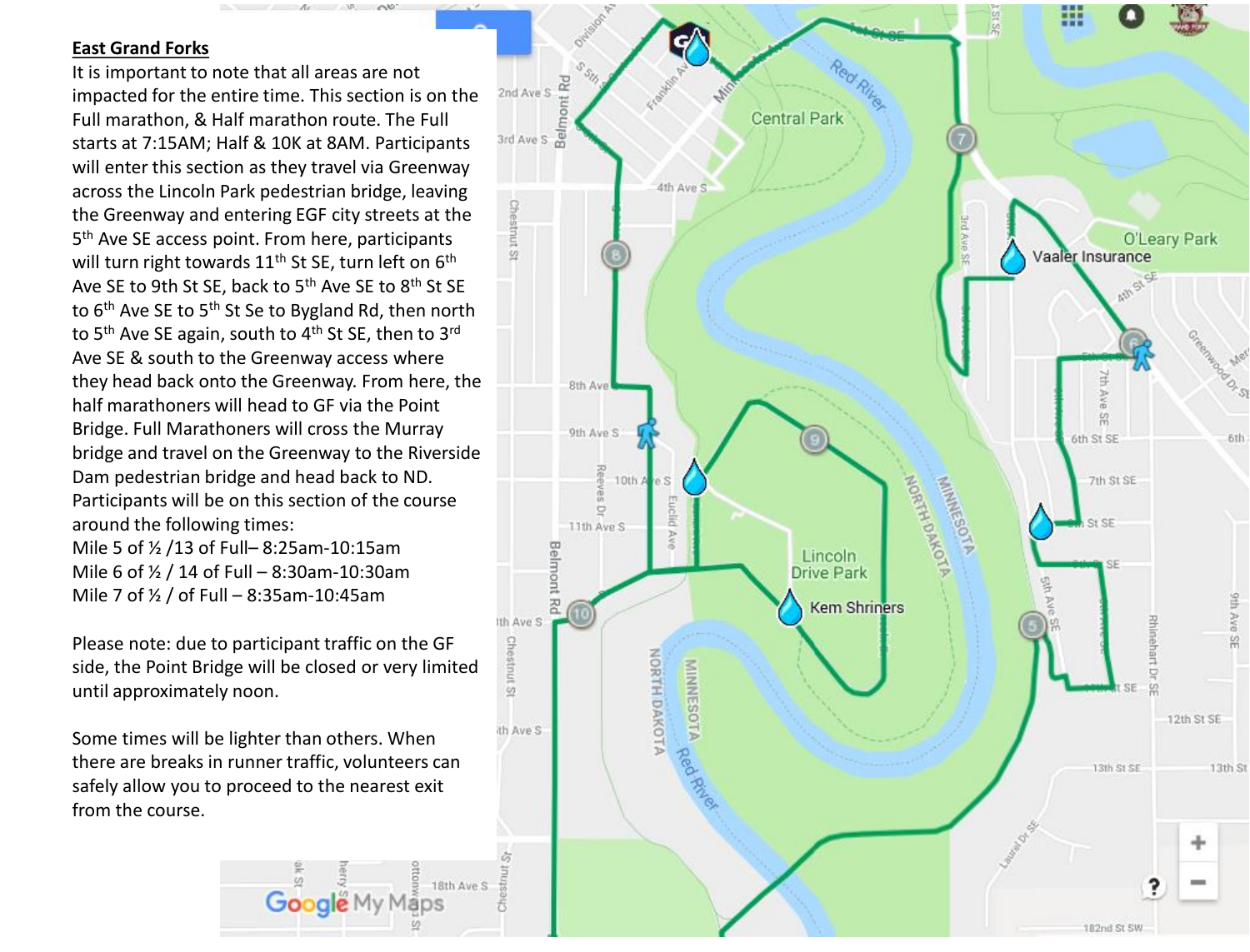## East Grand Forks

It is important to note that all areas are not impacted for the entire time. This section is on the Full marathon, & Half marathon route. The Full starts at 7:15AM; Half & 10K at 8AM. Participants will enter this section as they travel via Greenway across the Lincoln Park pedestrian bridge, leaving the Greenway and entering EGF city streets at the 5th Ave SE access point. From here, participants will turn right towards 11th St SE, turn left on 6th Ave SE to 9th St SE, back to 5th Ave SE to 8th St SE to 6th Ave SE to 5th St Se to Bygland Rd, then north to 5th Ave SE again, south to 4th St SE, then to 3rd Ave SE & south to the Greenway access where they head back onto the Greenway. From here, the half marathoners will head to GF via the Point Bridge. Full Marathoners will cross the Murray bridge and travel on the Greenway to the Riverside Dam pedestrian bridge and head back to ND. Participants will be on this section of the course around the following times:

Mile 5 of ½ /13 of Full– 8:25am-10:15am
Mile 6 of ½ / 14 of Full – 8:30am-10:30am
Mile 7 of ½ / of Full – 8:35am-10:45am

Please note: due to participant traffic on the GF side, the Point Bridge will be closed or very limited until approximately noon.

Some times will be lighter than others. When there are breaks in runner traffic, volunteers can safely allow you to proceed to the nearest exit from the course.

Central Park
O'Leary Park
Vaaler Insurance
Lincoln Drive Park
Kem Shriners
Red River
NORTH DAKOTA
MINNESOTA
Google My Maps